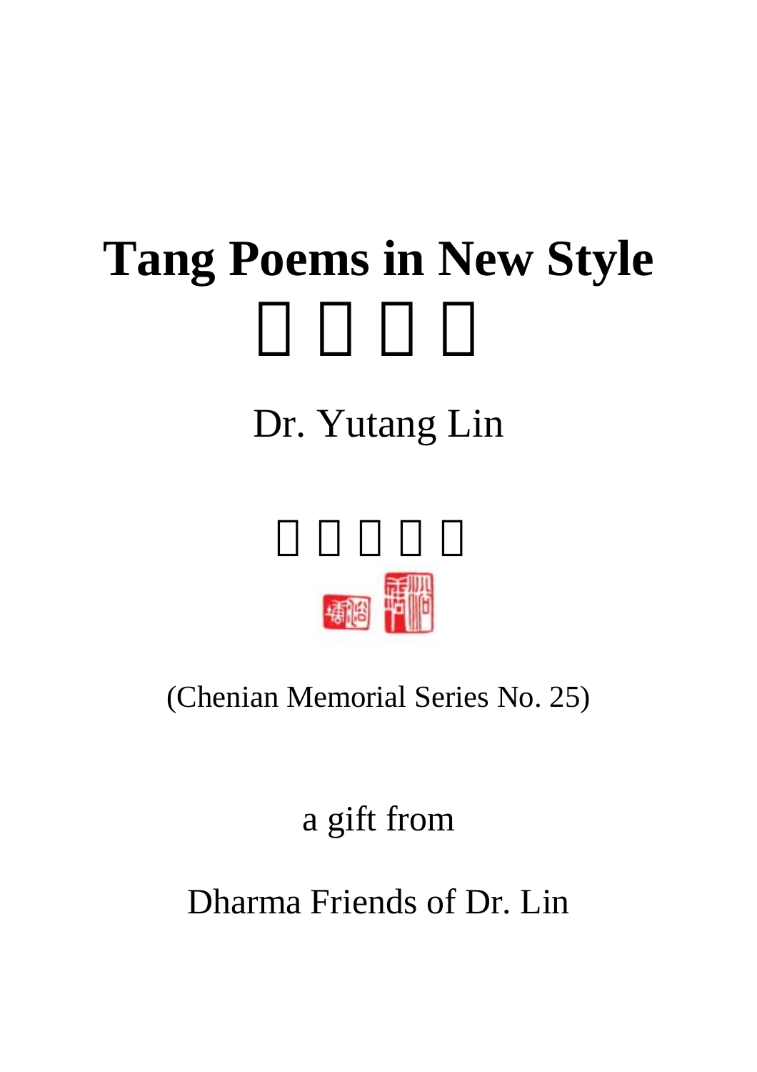# Tang Poems in New Style

Dr. Yutang Lin

(Chenian Memorial Series No. 25)

a gift from

Dharma Friends of Dr. Lin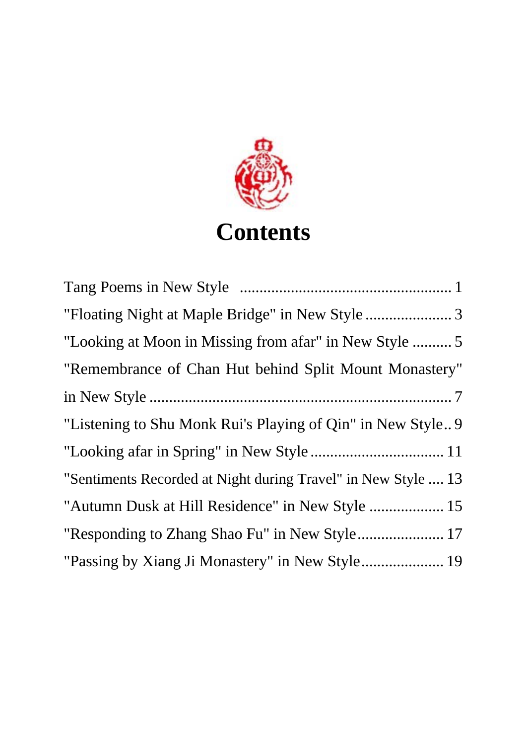# Contents

Tang Poems in New Style ..................................................... 1

"Floating Night at Maple Bridge" in New Style ...................... 3

"Looking at Moon in Missing from afar" in New Style .......... 5

"Remembrance of Chan Hut behind Split Mount Monastery" in New Style ........................................................................... 7

"Listening to Shu Monk Rui's Playing of Qin" in New Style .. 9

"Looking afar in Spring" in New Style .................................. 11

"Sentiments Recorded at Night during Travel" in New Style .... 13

"Autumn Dusk at Hill Residence" in New Style ................... 15

"Responding to Zhang Shao Fu" in New Style ...................... 17

"Passing by Xiang Ji Monastery" in New Style ..................... 19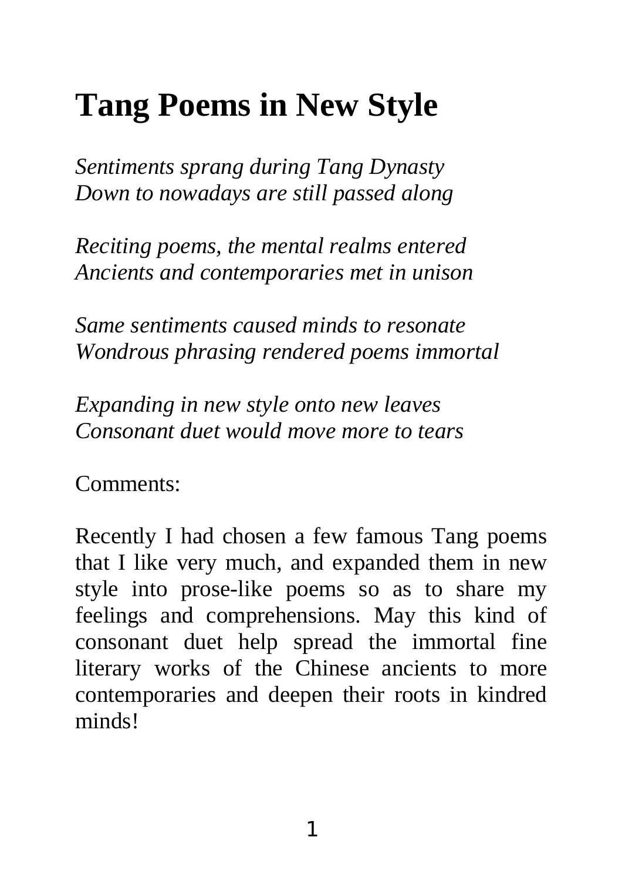# Tang Poems in New Style

*Sentiments sprang during Tang Dynasty*
*Down to nowadays are still passed along*

*Reciting poems, the mental realms entered*
*Ancients and contemporaries met in unison*

*Same sentiments caused minds to resonate*
*Wondrous phrasing rendered poems immortal*

*Expanding in new style onto new leaves*
*Consonant duet would move more to tears*

Comments:

Recently I had chosen a few famous Tang poems that I like very much, and expanded them in new style into prose-like poems so as to share my feelings and comprehensions. May this kind of consonant duet help spread the immortal fine literary works of the Chinese ancients to more contemporaries and deepen their roots in kindred minds!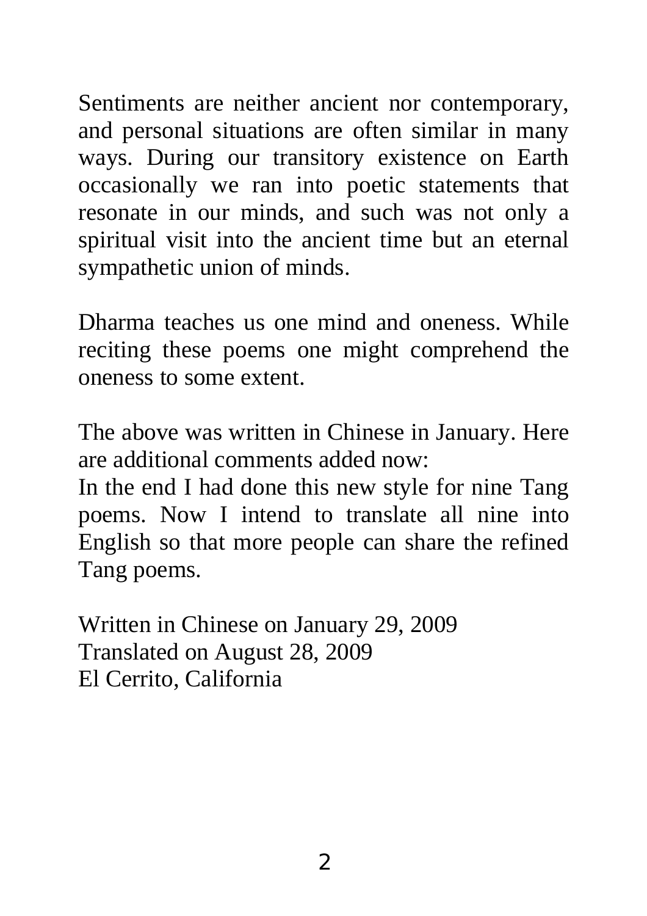Sentiments are neither ancient nor contemporary, and personal situations are often similar in many ways. During our transitory existence on Earth occasionally we ran into poetic statements that resonate in our minds, and such was not only a spiritual visit into the ancient time but an eternal sympathetic union of minds.

Dharma teaches us one mind and oneness. While reciting these poems one might comprehend the oneness to some extent.

The above was written in Chinese in January. Here are additional comments added now:
In the end I had done this new style for nine Tang poems. Now I intend to translate all nine into English so that more people can share the refined Tang poems.

Written in Chinese on January 29, 2009
Translated on August 28, 2009
El Cerrito, California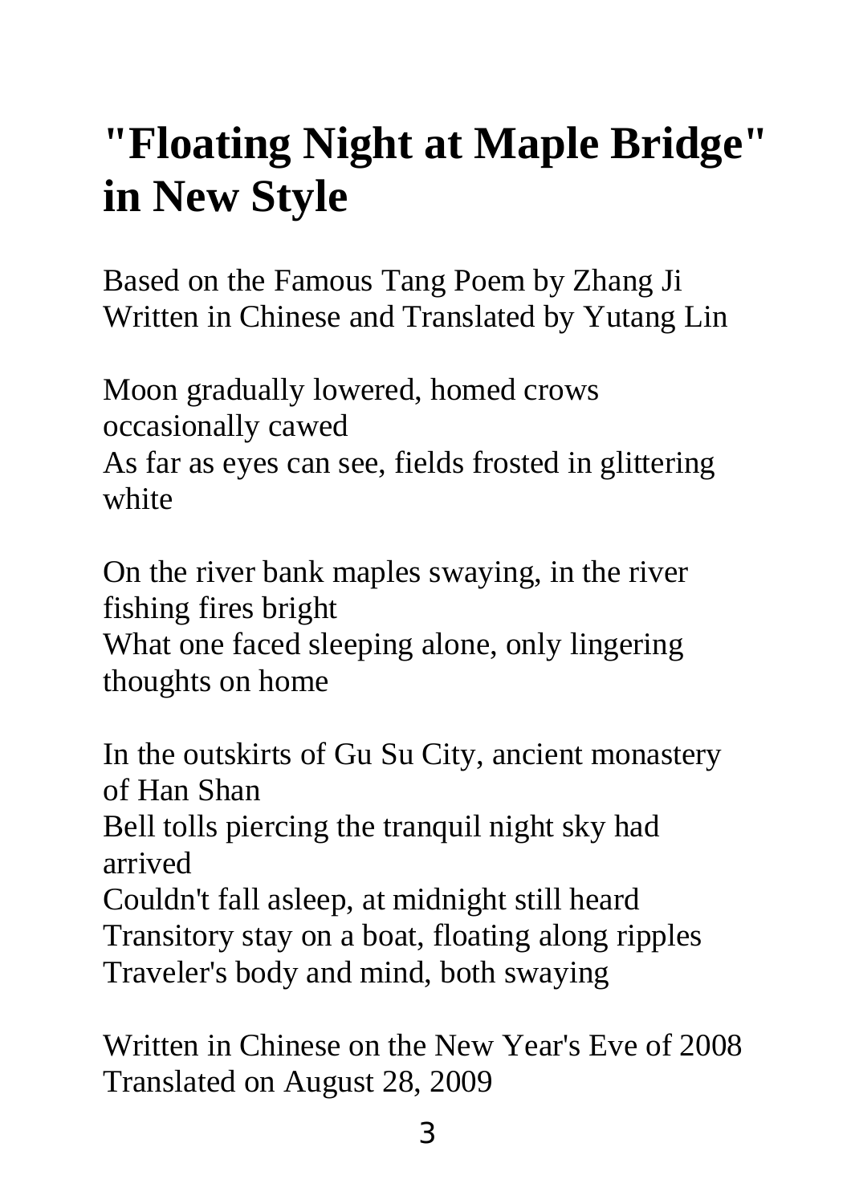# "Floating Night at Maple Bridge" in New Style

Based on the Famous Tang Poem by Zhang Ji
Written in Chinese and Translated by Yutang Lin

Moon gradually lowered, homed crows occasionally cawed
As far as eyes can see, fields frosted in glittering white

On the river bank maples swaying, in the river fishing fires bright
What one faced sleeping alone, only lingering thoughts on home

In the outskirts of Gu Su City, ancient monastery of Han Shan
Bell tolls piercing the tranquil night sky had arrived
Couldn't fall asleep, at midnight still heard
Transitory stay on a boat, floating along ripples
Traveler's body and mind, both swaying

Written in Chinese on the New Year's Eve of 2008
Translated on August 28, 2009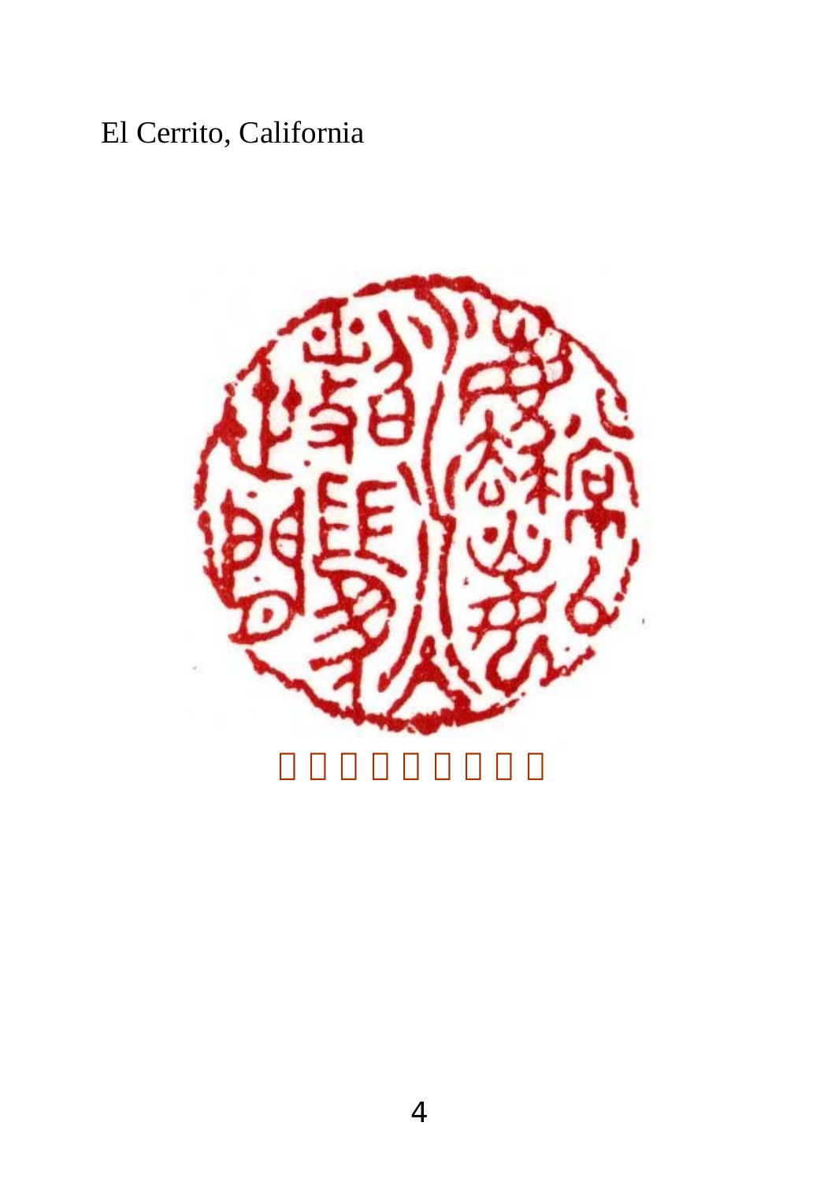El Cerrito, California

□□□□□□□□□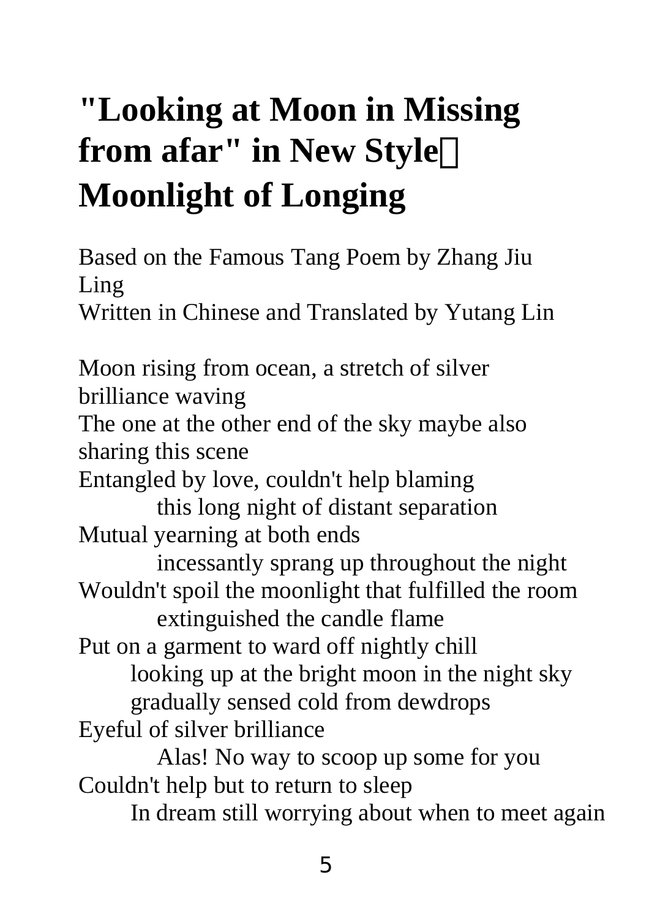# "Looking at Moon in Missing from afar" in New Style： Moonlight of Longing

Based on the Famous Tang Poem by Zhang Jiu Ling
Written in Chinese and Translated by Yutang Lin

Moon rising from ocean, a stretch of silver brilliance waving
The one at the other end of the sky maybe also sharing this scene
Entangled by love, couldn't help blaming
　　this long night of distant separation
Mutual yearning at both ends
　　incessantly sprang up throughout the night
Wouldn't spoil the moonlight that fulfilled the room
　　extinguished the candle flame
Put on a garment to ward off nightly chill
　　looking up at the bright moon in the night sky
　　gradually sensed cold from dewdrops
Eyeful of silver brilliance
　　Alas! No way to scoop up some for you
Couldn't help but to return to sleep
　　In dream still worrying about when to meet again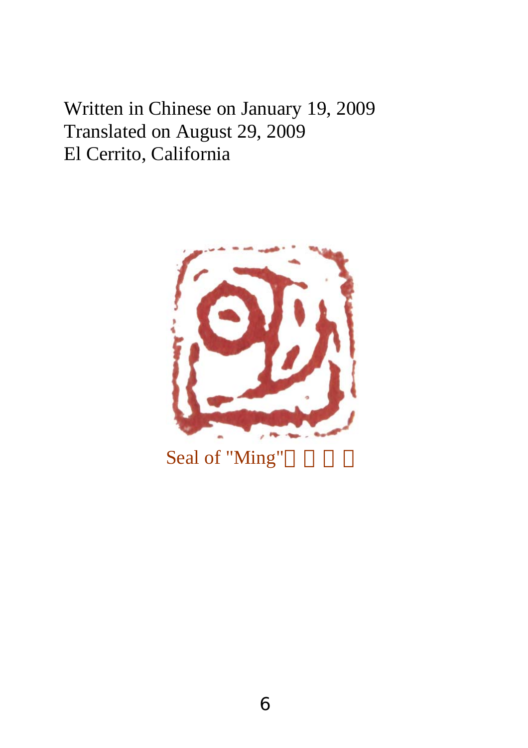Written in Chinese on January 19, 2009
Translated on August 29, 2009
El Cerrito, California

Seal of "Ming"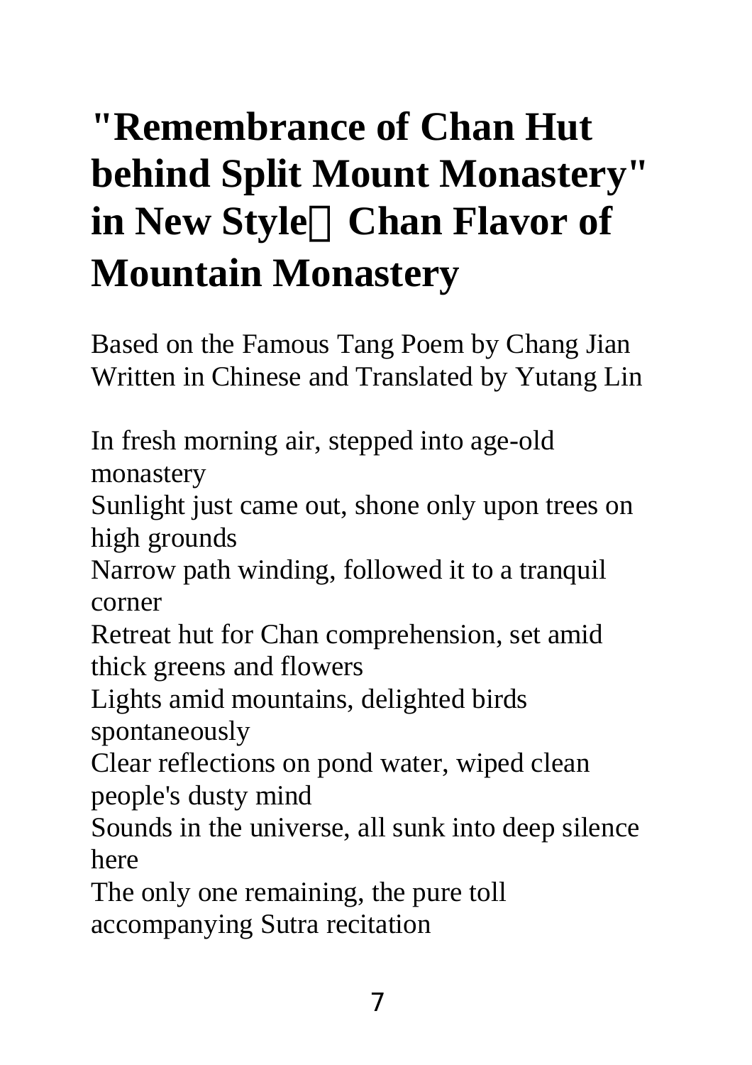# "Remembrance of Chan Hut behind Split Mount Monastery" in New Style：Chan Flavor of Mountain Monastery

Based on the Famous Tang Poem by Chang Jian
Written in Chinese and Translated by Yutang Lin

In fresh morning air, stepped into age-old monastery
Sunlight just came out, shone only upon trees on high grounds
Narrow path winding, followed it to a tranquil corner
Retreat hut for Chan comprehension, set amid thick greens and flowers
Lights amid mountains, delighted birds spontaneously
Clear reflections on pond water, wiped clean people's dusty mind
Sounds in the universe, all sunk into deep silence here
The only one remaining, the pure toll accompanying Sutra recitation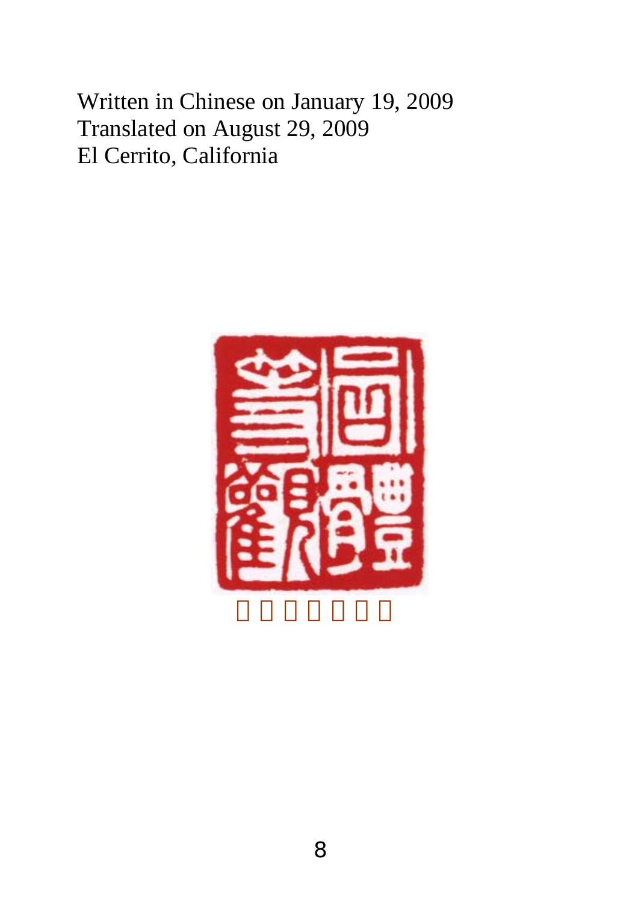Written in Chinese on January 19, 2009
Translated on August 29, 2009
El Cerrito, California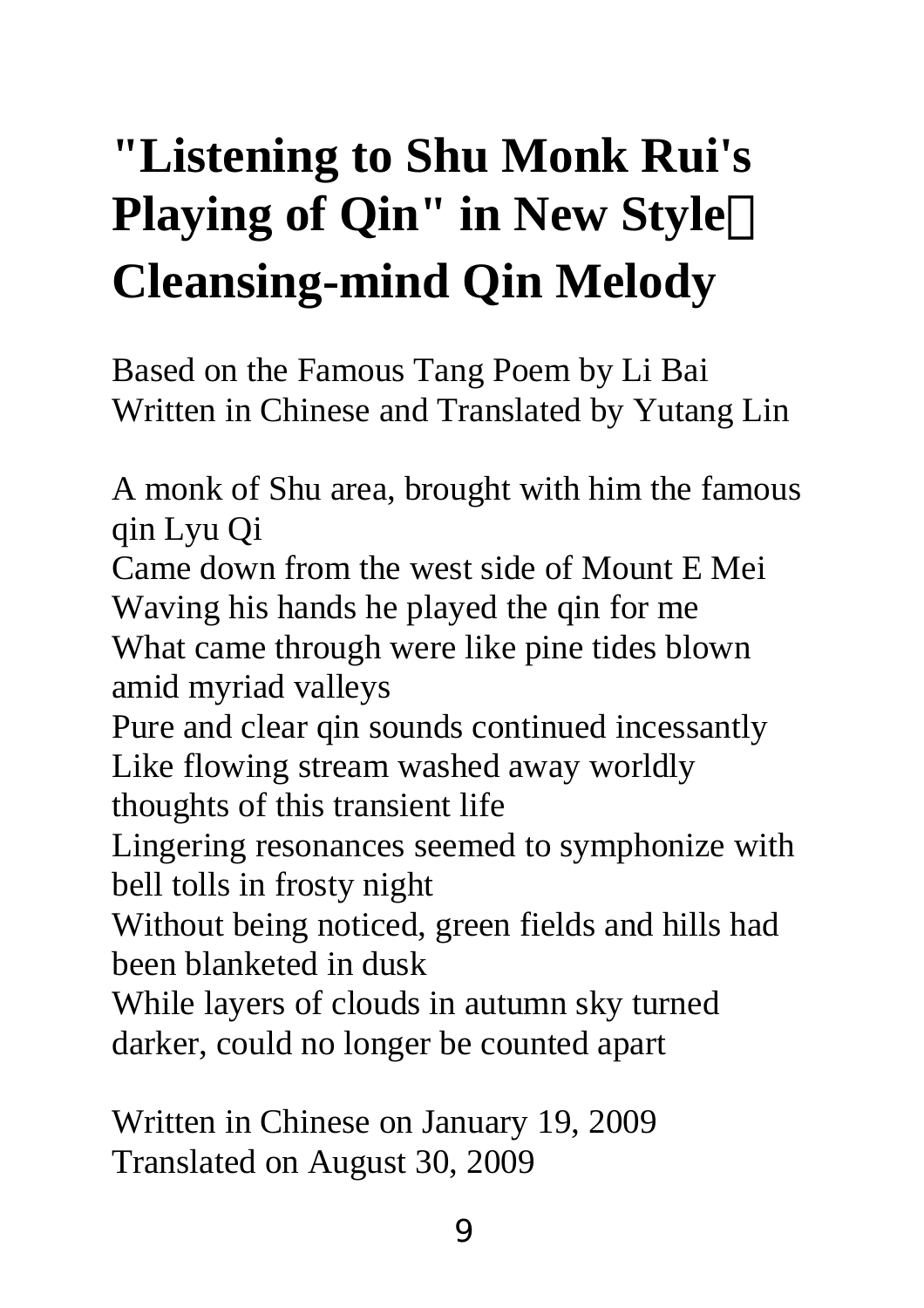# "Listening to Shu Monk Rui's Playing of Qin" in New Style Cleansing-mind Qin Melody

Based on the Famous Tang Poem by Li Bai
Written in Chinese and Translated by Yutang Lin

A monk of Shu area, brought with him the famous qin Lyu Qi
Came down from the west side of Mount E Mei
Waving his hands he played the qin for me
What came through were like pine tides blown amid myriad valleys
Pure and clear qin sounds continued incessantly
Like flowing stream washed away worldly thoughts of this transient life
Lingering resonances seemed to symphonize with bell tolls in frosty night
Without being noticed, green fields and hills had been blanketed in dusk
While layers of clouds in autumn sky turned darker, could no longer be counted apart

Written in Chinese on January 19, 2009
Translated on August 30, 2009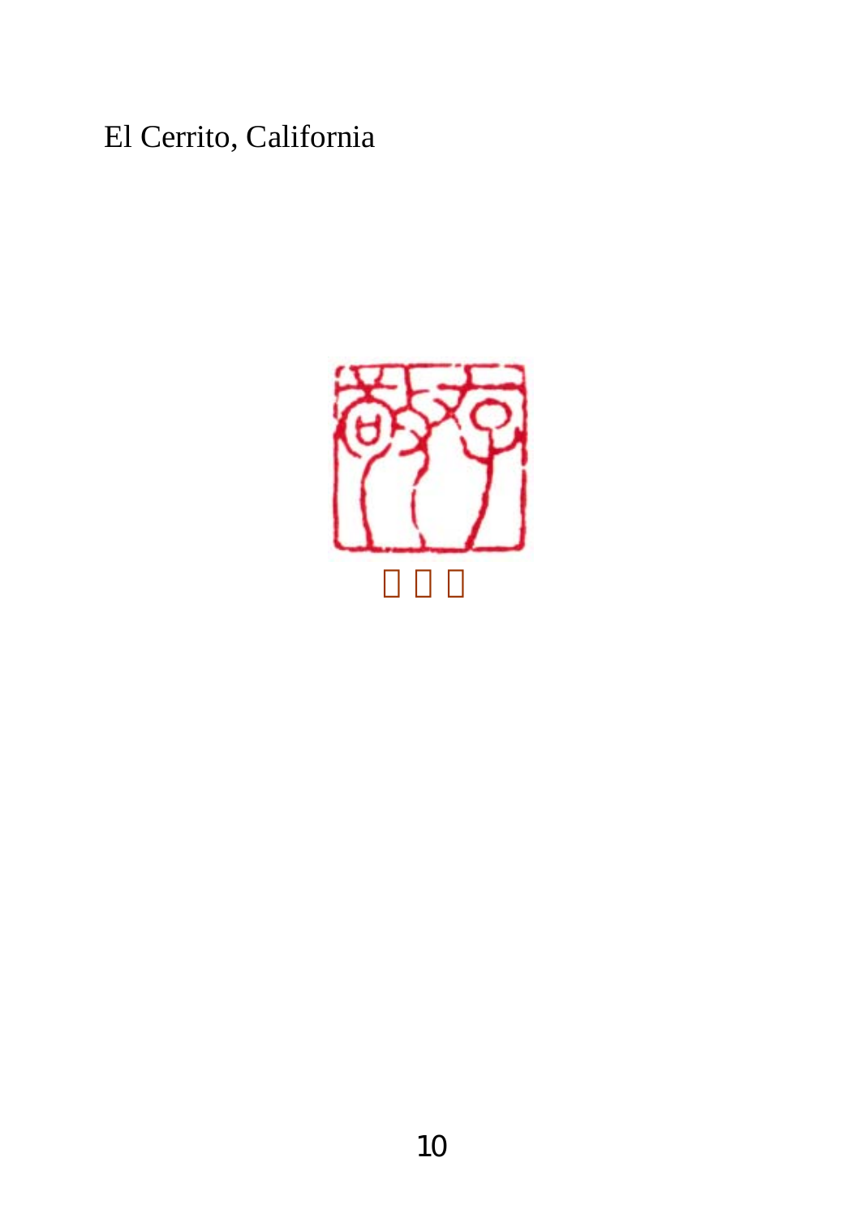El Cerrito, California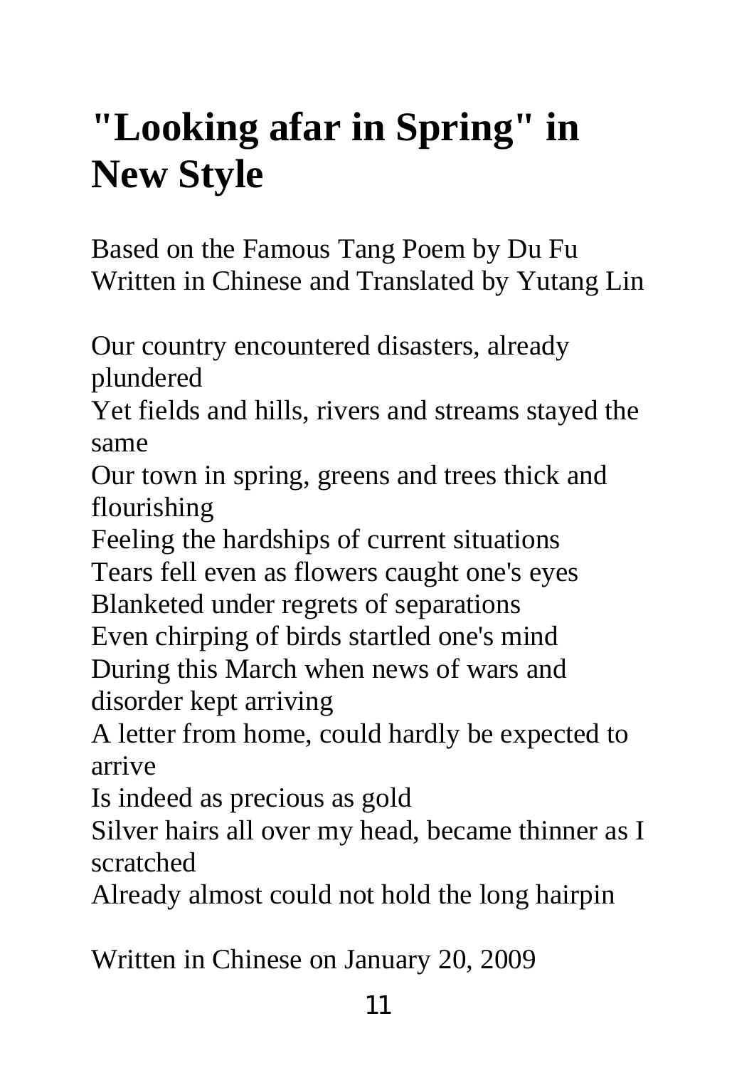# "Looking afar in Spring" in New Style

Based on the Famous Tang Poem by Du Fu
Written in Chinese and Translated by Yutang Lin

Our country encountered disasters, already plundered
Yet fields and hills, rivers and streams stayed the same
Our town in spring, greens and trees thick and flourishing
Feeling the hardships of current situations
Tears fell even as flowers caught one's eyes
Blanketed under regrets of separations
Even chirping of birds startled one's mind
During this March when news of wars and disorder kept arriving
A letter from home, could hardly be expected to arrive
Is indeed as precious as gold
Silver hairs all over my head, became thinner as I scratched
Already almost could not hold the long hairpin

Written in Chinese on January 20, 2009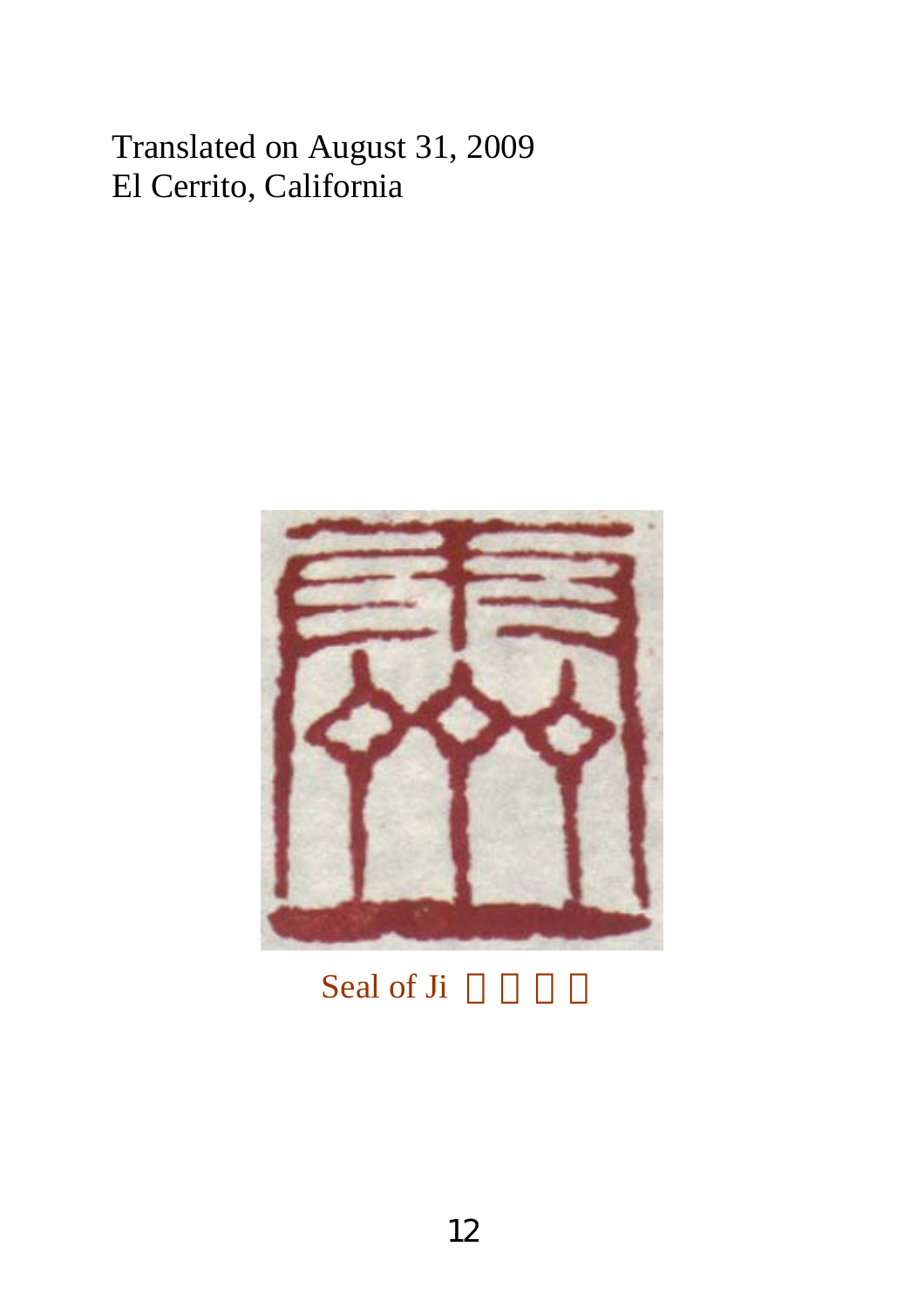Translated on August 31, 2009
El Cerrito, California

Seal of Ji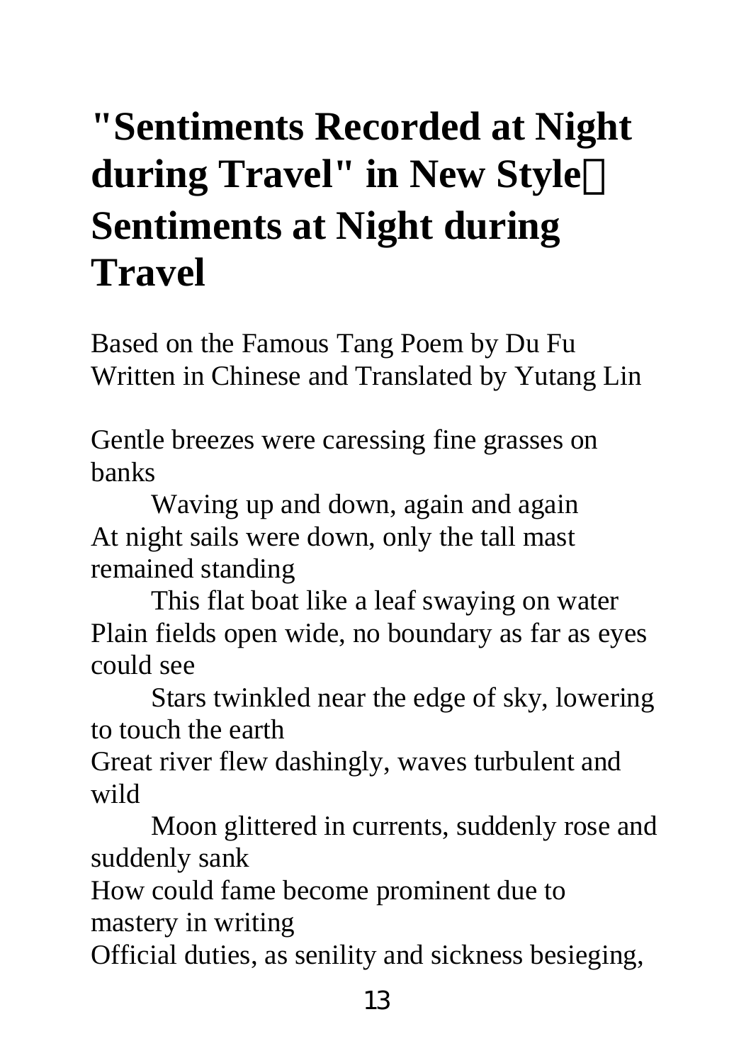# "Sentiments Recorded at Night during Travel" in New Style： Sentiments at Night during Travel

Based on the Famous Tang Poem by Du Fu
Written in Chinese and Translated by Yutang Lin

Gentle breezes were caressing fine grasses on banks
        Waving up and down, again and again
At night sails were down, only the tall mast remained standing
        This flat boat like a leaf swaying on water
Plain fields open wide, no boundary as far as eyes could see
        Stars twinkled near the edge of sky, lowering to touch the earth
Great river flew dashingly, waves turbulent and wild
        Moon glittered in currents, suddenly rose and suddenly sank
How could fame become prominent due to mastery in writing
Official duties, as senility and sickness besieging,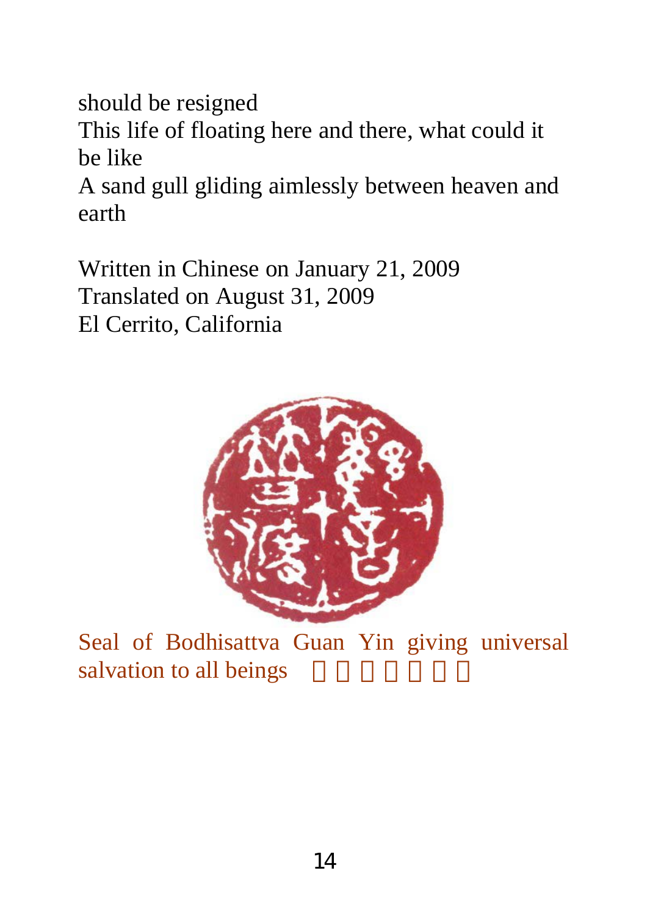should be resigned
This life of floating here and there, what could it be like
A sand gull gliding aimlessly between heaven and earth

Written in Chinese on January 21, 2009
Translated on August 31, 2009
El Cerrito, California

Seal of Bodhisattva Guan Yin giving universal salvation to all beings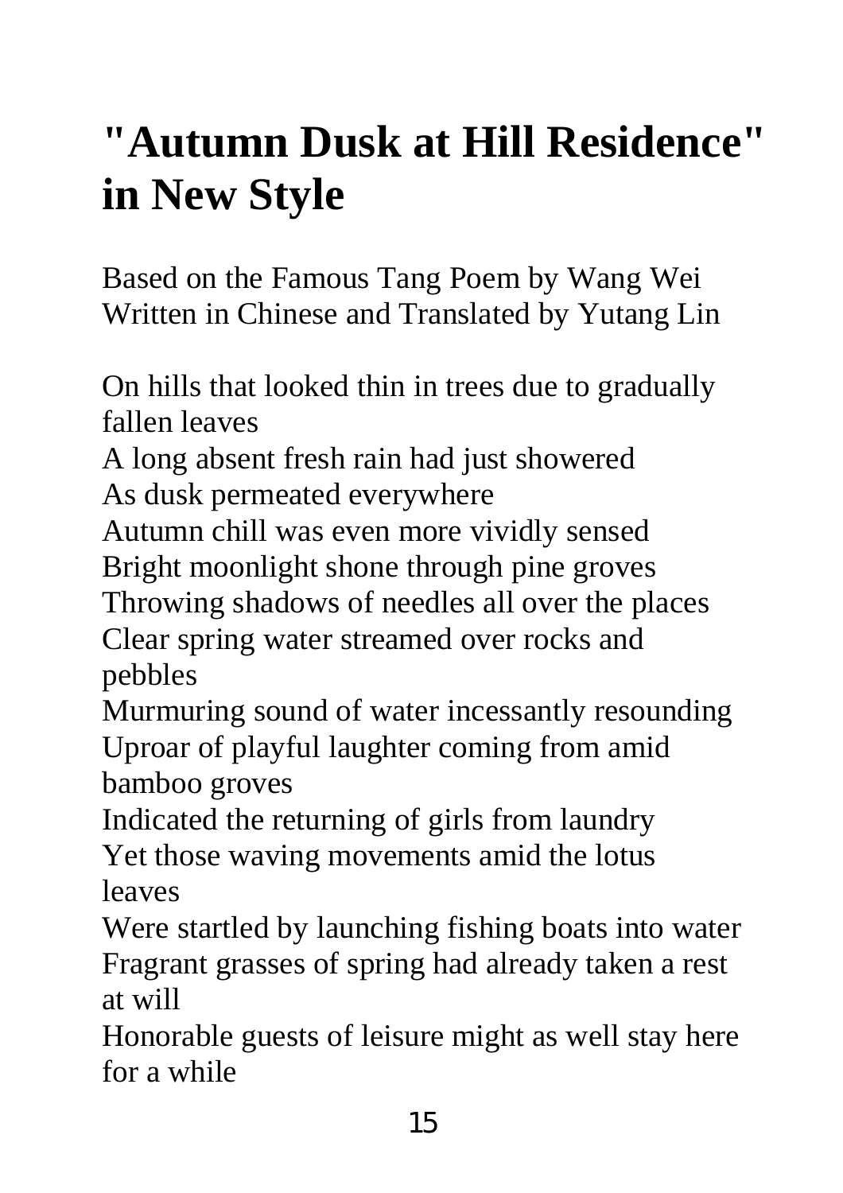# "Autumn Dusk at Hill Residence" in New Style

Based on the Famous Tang Poem by Wang Wei
Written in Chinese and Translated by Yutang Lin

On hills that looked thin in trees due to gradually fallen leaves
A long absent fresh rain had just showered
As dusk permeated everywhere
Autumn chill was even more vividly sensed
Bright moonlight shone through pine groves
Throwing shadows of needles all over the places
Clear spring water streamed over rocks and pebbles
Murmuring sound of water incessantly resounding
Uproar of playful laughter coming from amid bamboo groves
Indicated the returning of girls from laundry
Yet those waving movements amid the lotus leaves
Were startled by launching fishing boats into water
Fragrant grasses of spring had already taken a rest at will
Honorable guests of leisure might as well stay here for a while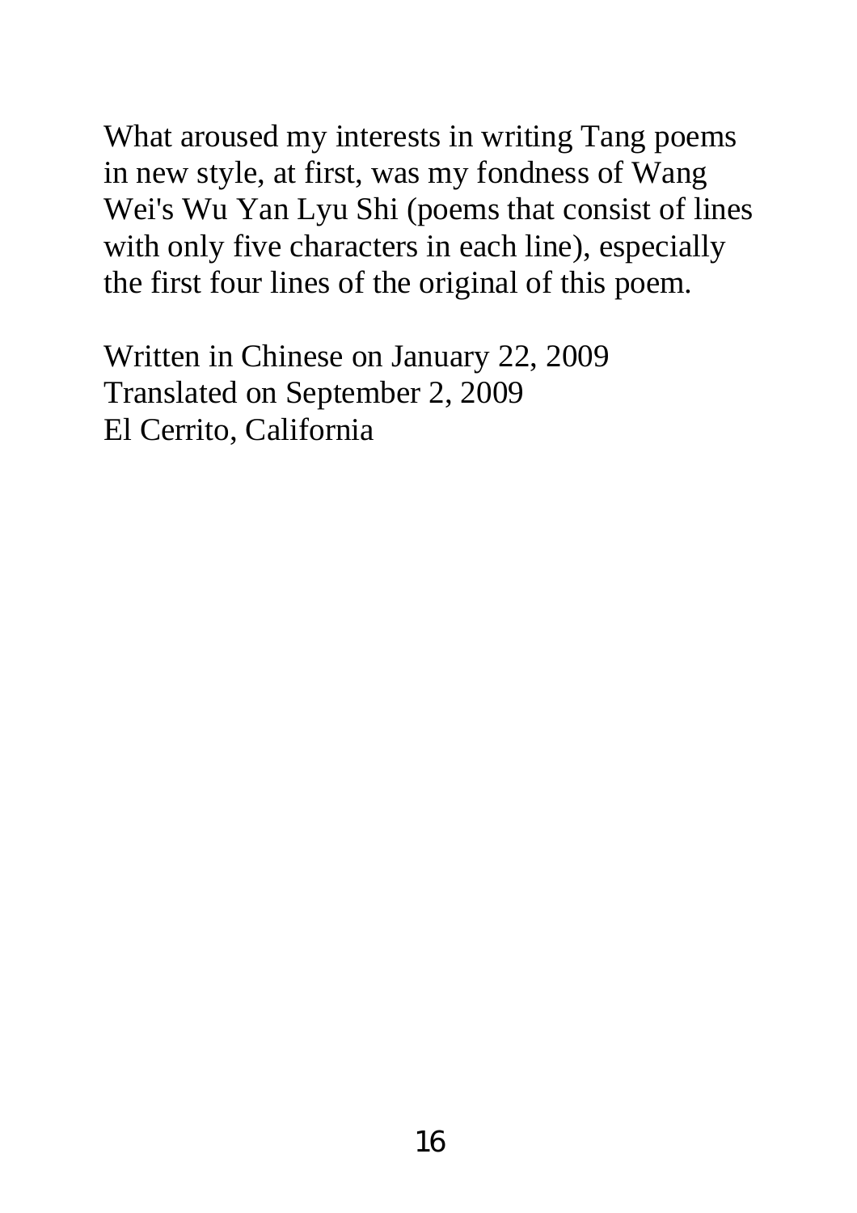What aroused my interests in writing Tang poems in new style, at first, was my fondness of Wang Wei's Wu Yan Lyu Shi (poems that consist of lines with only five characters in each line), especially the first four lines of the original of this poem.

Written in Chinese on January 22, 2009  
Translated on September 2, 2009  
El Cerrito, California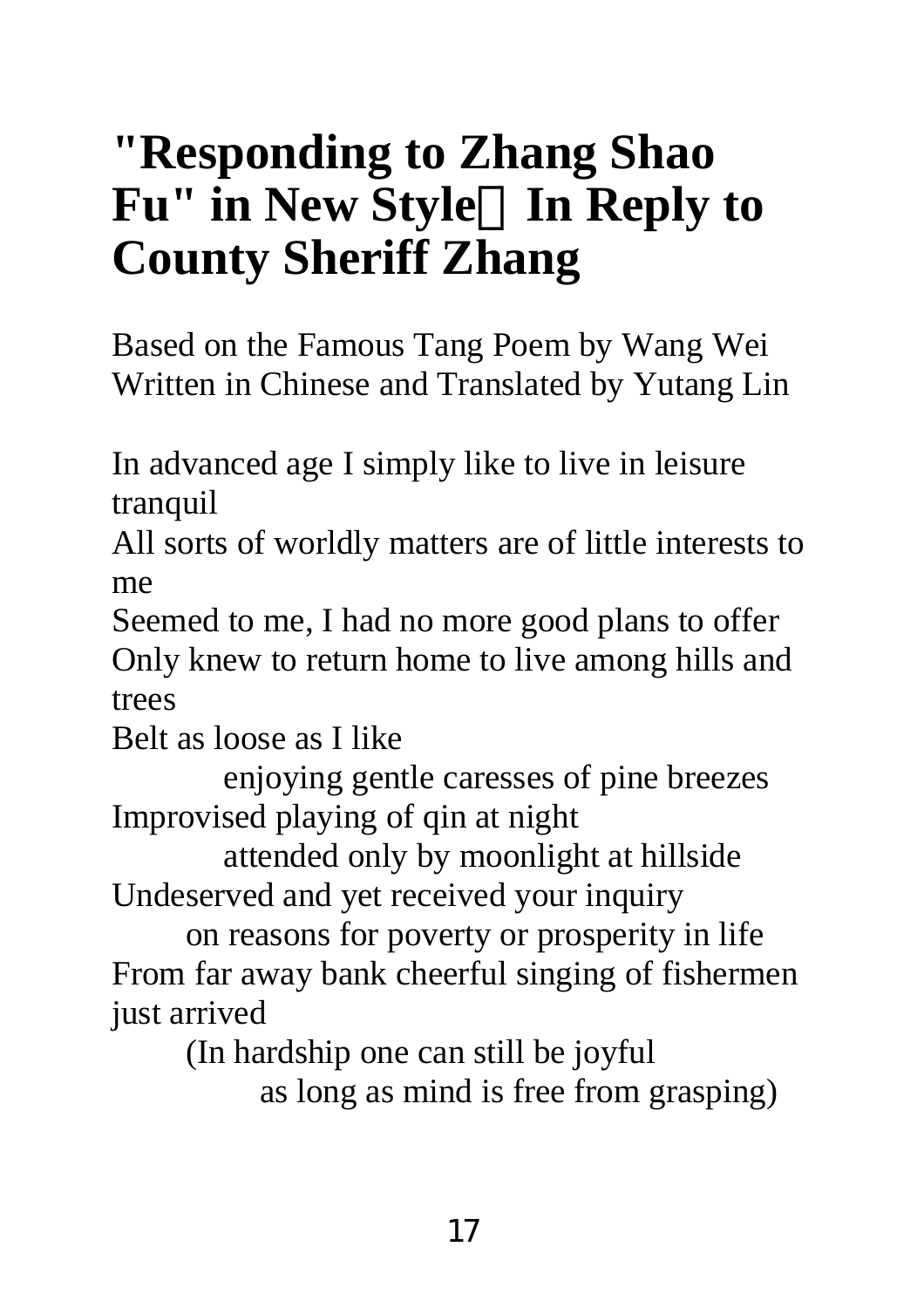# "Responding to Zhang Shao Fu" in New Style　In Reply to County Sheriff Zhang

Based on the Famous Tang Poem by Wang Wei
Written in Chinese and Translated by Yutang Lin

In advanced age I simply like to live in leisure tranquil
All sorts of worldly matters are of little interests to me
Seemed to me, I had no more good plans to offer
Only knew to return home to live among hills and trees
Belt as loose as I like
　　　enjoying gentle caresses of pine breezes
Improvised playing of qin at night
　　　attended only by moonlight at hillside
Undeserved and yet received your inquiry
　　on reasons for poverty or prosperity in life
From far away bank cheerful singing of fishermen just arrived
　　(In hardship one can still be joyful
　　　　as long as mind is free from grasping)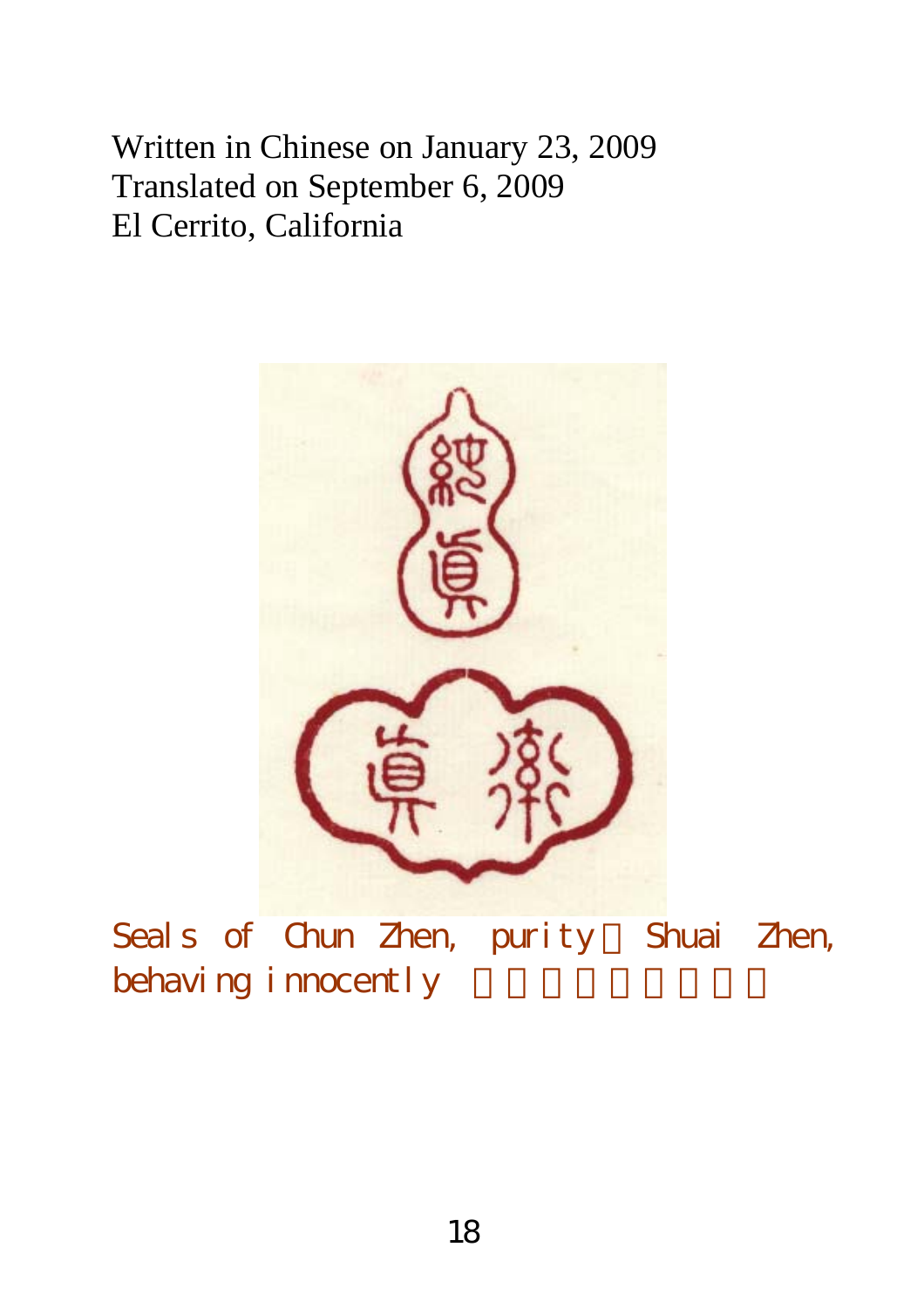Written in Chinese on January 23, 2009
Translated on September 6, 2009
El Cerrito, California

Seals of Chun Zhen, purity Shuai Zhen, behaving innocently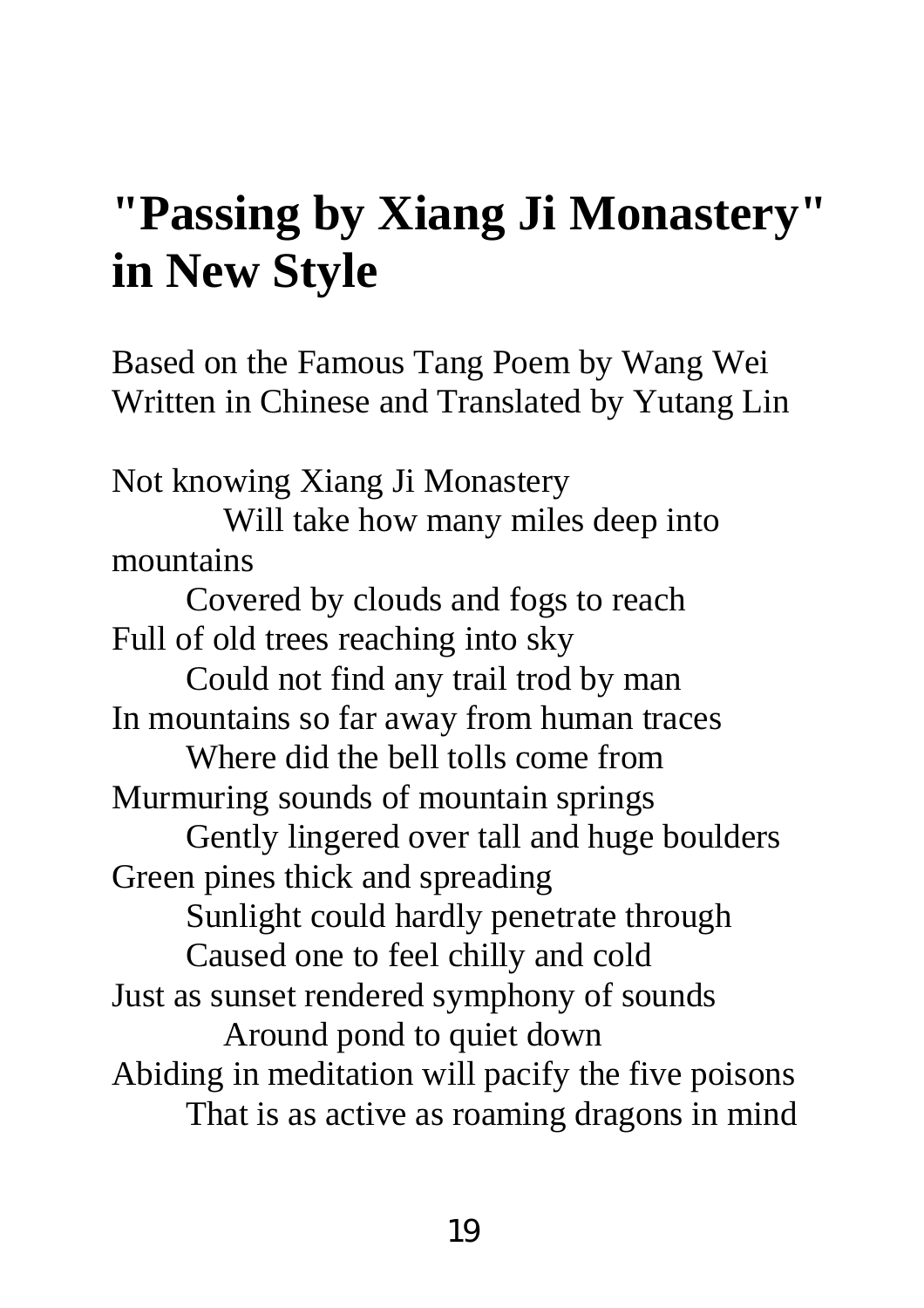# "Passing by Xiang Ji Monastery" in New Style

Based on the Famous Tang Poem by Wang Wei
Written in Chinese and Translated by Yutang Lin

Not knowing Xiang Ji Monastery
Will take how many miles deep into mountains
Covered by clouds and fogs to reach
Full of old trees reaching into sky
Could not find any trail trod by man
In mountains so far away from human traces
Where did the bell tolls come from
Murmuring sounds of mountain springs
Gently lingered over tall and huge boulders
Green pines thick and spreading
Sunlight could hardly penetrate through
Caused one to feel chilly and cold
Just as sunset rendered symphony of sounds
Around pond to quiet down
Abiding in meditation will pacify the five poisons
That is as active as roaming dragons in mind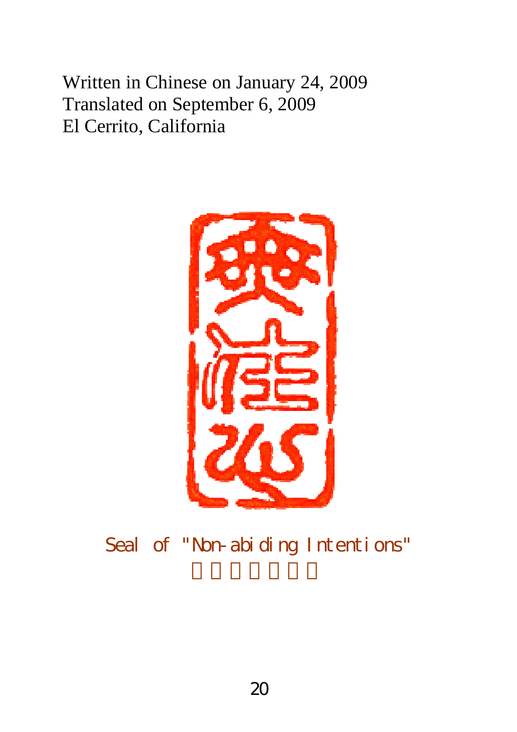Written in Chinese on January 24, 2009
Translated on September 6, 2009
El Cerrito, California

Seal of "Non-abiding Intentions"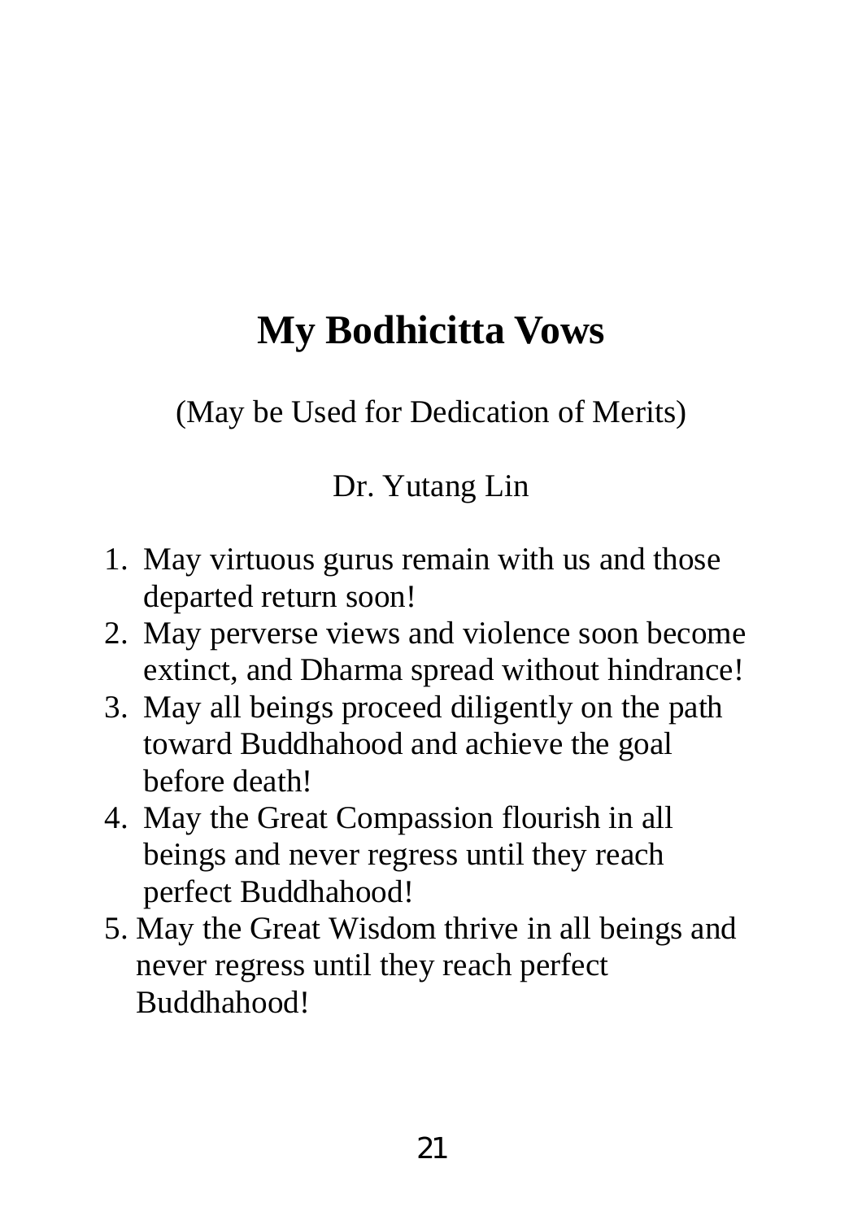# My Bodhicitta Vows

(May be Used for Dedication of Merits)

Dr. Yutang Lin

1. May virtuous gurus remain with us and those departed return soon!
2. May perverse views and violence soon become extinct, and Dharma spread without hindrance!
3. May all beings proceed diligently on the path toward Buddhahood and achieve the goal before death!
4. May the Great Compassion flourish in all beings and never regress until they reach perfect Buddhahood!
5. May the Great Wisdom thrive in all beings and never regress until they reach perfect Buddhahood!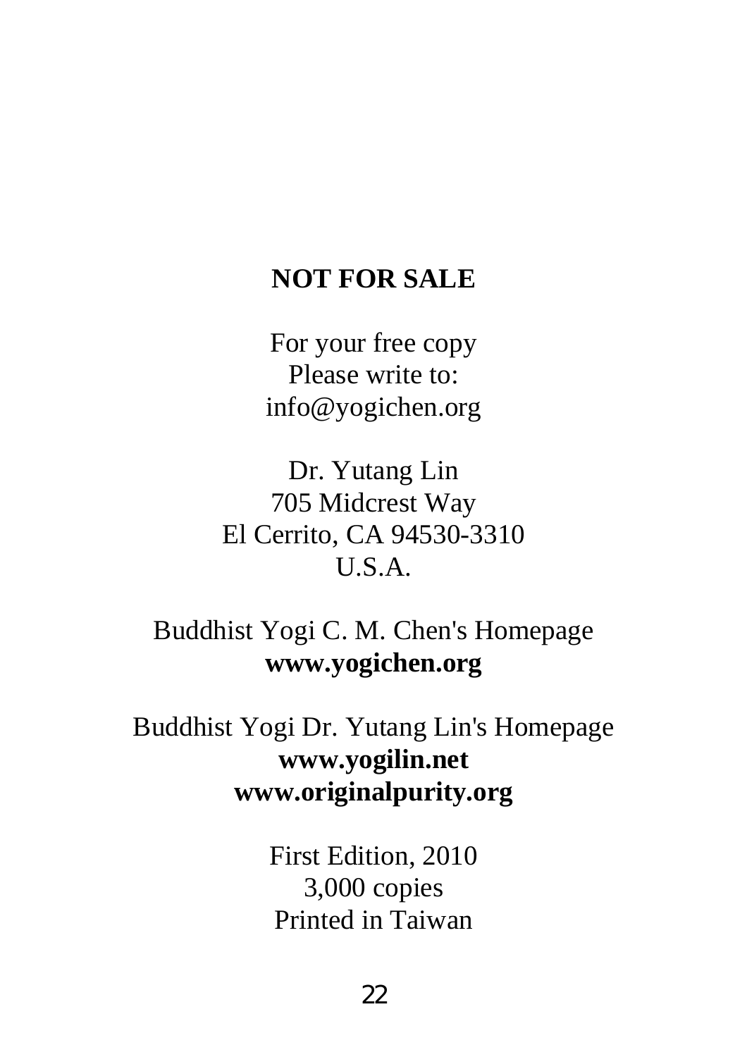**NOT FOR SALE**

For your free copy
Please write to:
info@yogichen.org

Dr. Yutang Lin
705 Midcrest Way
El Cerrito, CA 94530-3310
U.S.A.

Buddhist Yogi C. M. Chen's Homepage
**www.yogichen.org**

Buddhist Yogi Dr. Yutang Lin's Homepage
**www.yogilin.net**
**www.originalpurity.org**

First Edition, 2010
3,000 copies
Printed in Taiwan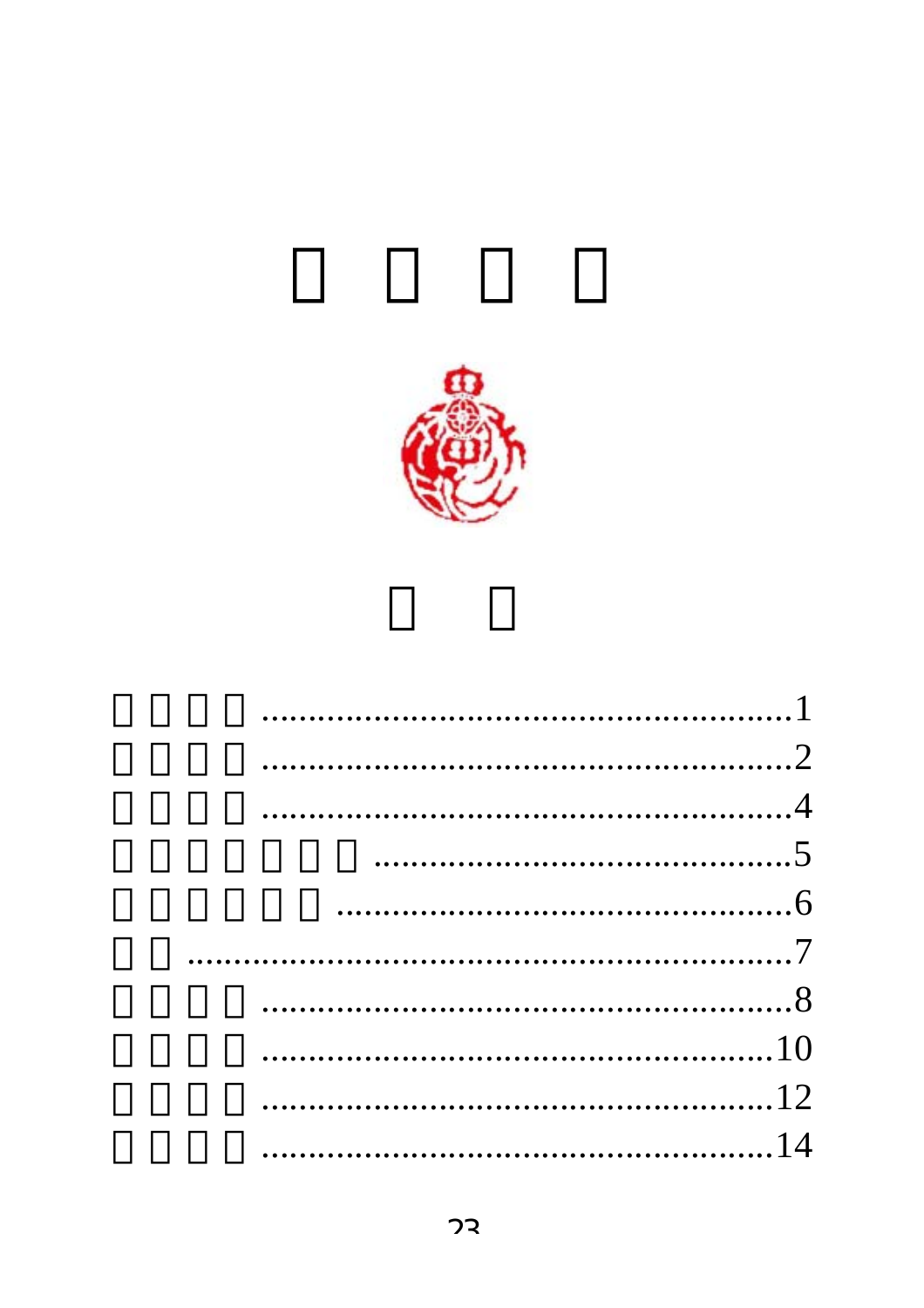# □ □ □ □

## □ □

□□□□ ........................................................ 1
□□□□ ........................................................ 2
□□□□ ........................................................ 4
□□□□□□□ ........................................................ 5
□□□□□□ ........................................................ 6
□□ ........................................................ 7
□□□□ ........................................................ 8
□□□□ ........................................................ 10
□□□□ ........................................................ 12
□□□□ ........................................................ 14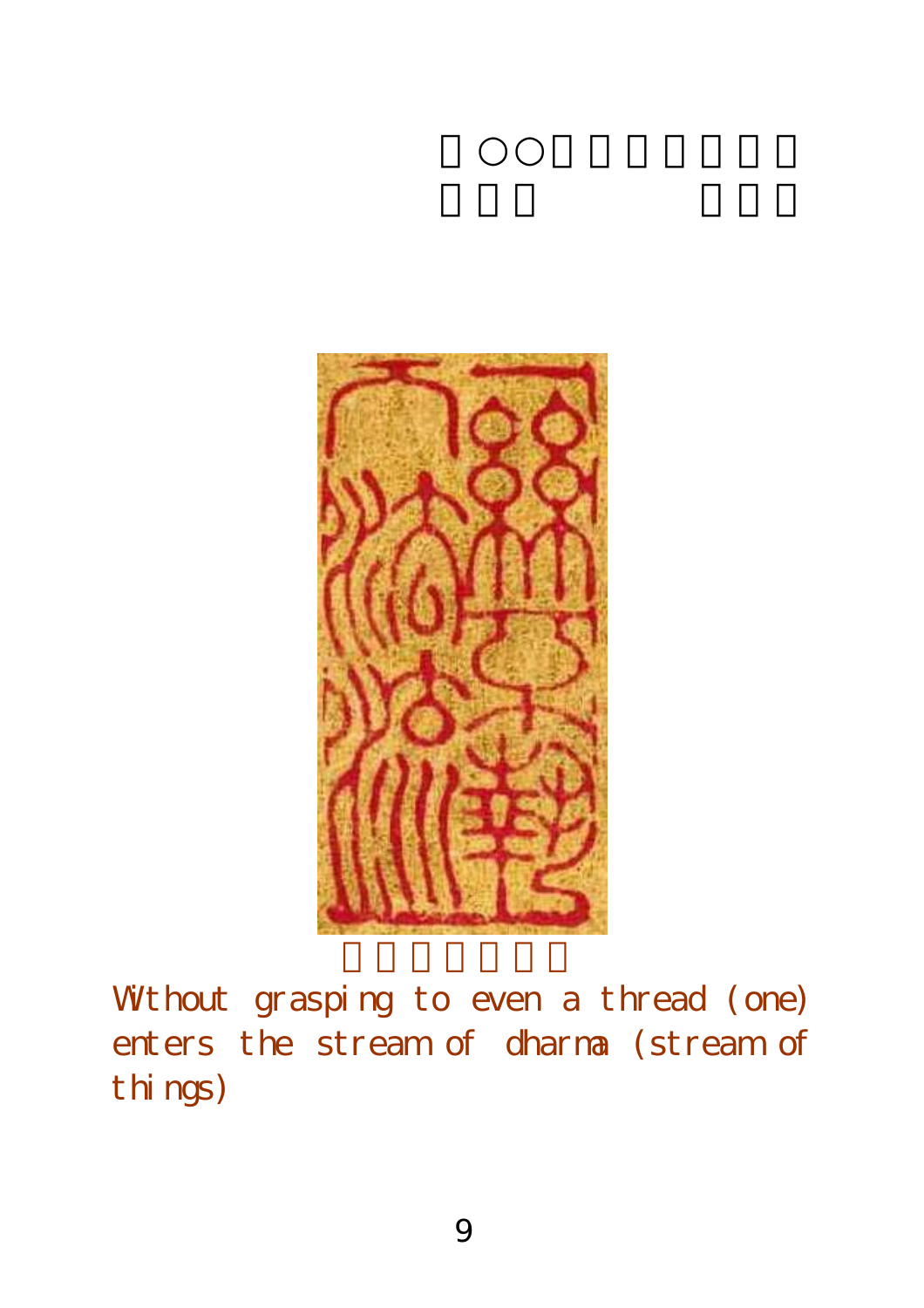Without grasping to even a thread (one) enters the stream of dharma (stream of things)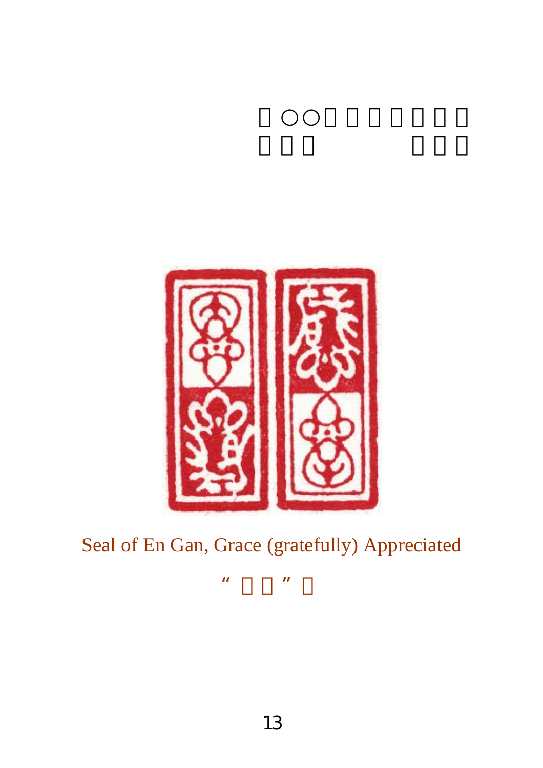Seal of En Gan, Grace (gratefully) Appreciated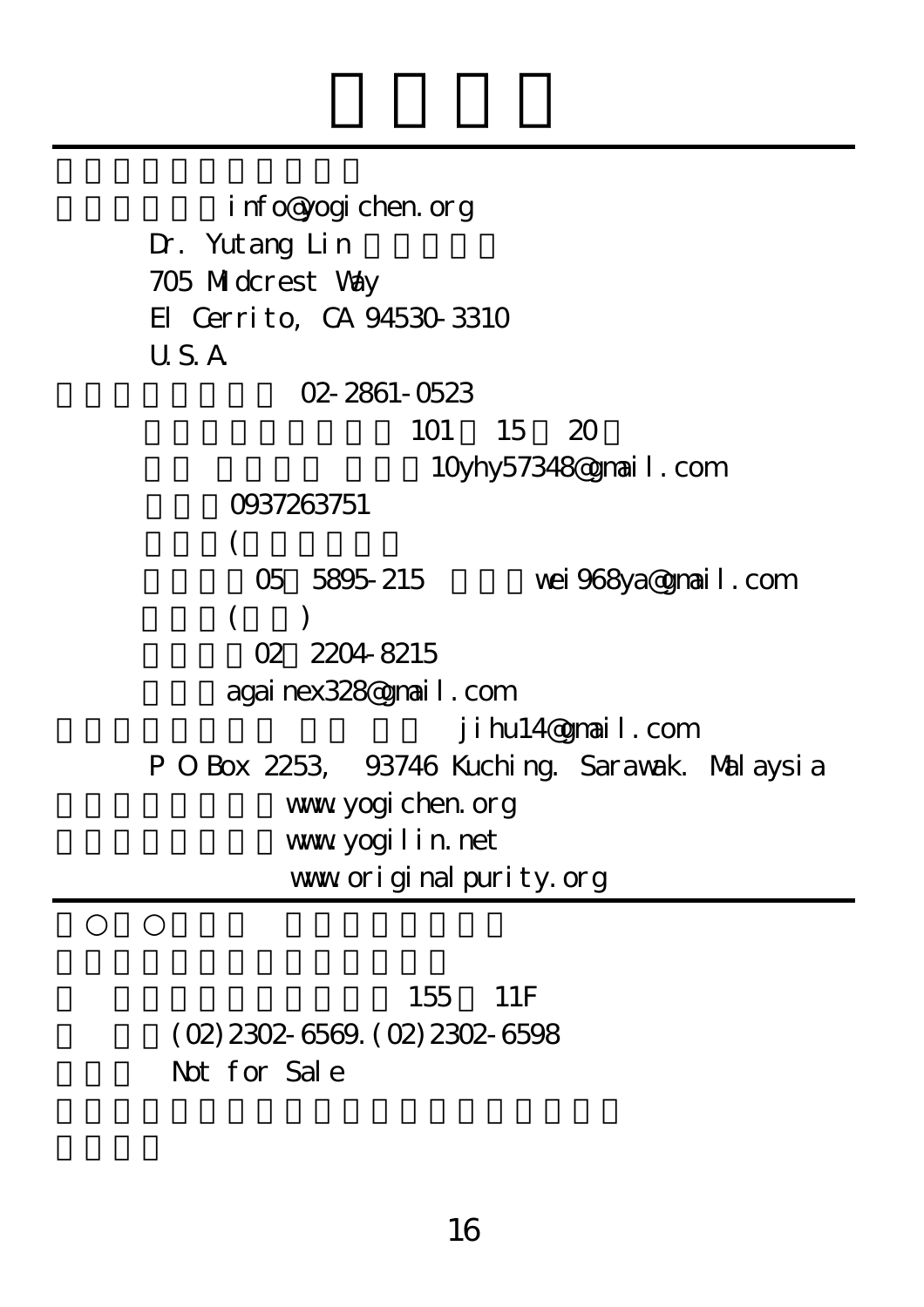info@yogichen.org

Dr. Yutang Lin

705 Midcrest Way

El Cerrito, CA 94530-3310

U.S.A.

02-2861-0523

101 15 20

10yhy57348@gmail.com

0937263751

(

05 5895-215 wei968ya@gmail.com

( )

02 2204-8215

againex328@gmail.com

jihu14@gmail.com

P O Box 2253, 93746 Kuching. Sarawak. Malaysia

www.yogichen.org

www.yogilin.net

www.originalpurity.org

---

○ ○

155 11F

(02)2302-6569.(02)2302-6598

Not for Sale